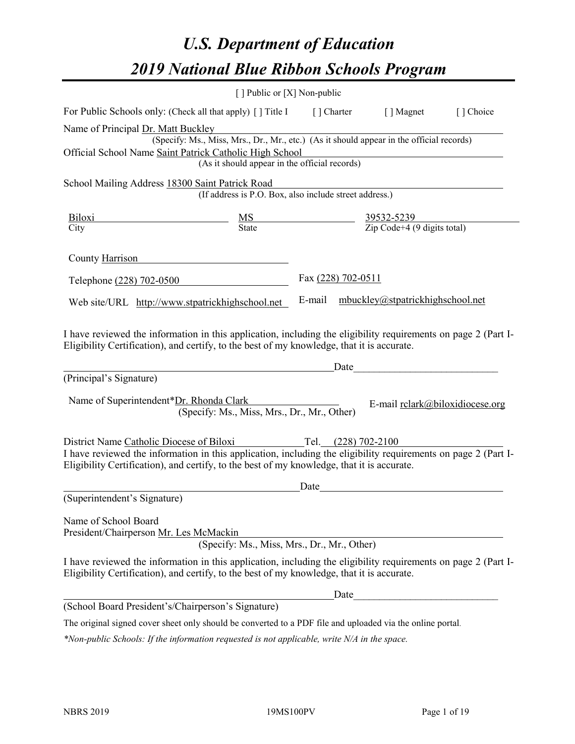# *U.S. Department of Education*

# *2019 National Blue Ribbon Schools Program*

[ ] Public or [X] Non-public

For Public Schools only: (Check all that apply) [ ] Title I [ ] Charter [ ] Magnet [ ] Choice

Name of Principal Dr. Matt Buckley
(Specify: Ms., Miss, Mrs., Dr., Mr., etc.) (As it should appear in the official records)

Official School Name Saint Patrick Catholic High School
(As it should appear in the official records)

School Mailing Address 18300 Saint Patrick Road
(If address is P.O. Box, also include street address.)

| City | State | Zip Code+4 (9 digits total) |
|---|---|---|
| Biloxi | MS | 39532-5239 |

County Harrison

Telephone (228) 702-0500 Fax (228) 702-0511

Web site/URL http://www.stpatrickhighschool.net E-mail mbuckley@stpatrickhighschool.net

I have reviewed the information in this application, including the eligibility requirements on page 2 (Part I-Eligibility Certification), and certify, to the best of my knowledge, that it is accurate.

_______________________________________________ Date_________________________

(Principal's Signature)

Name of Superintendent*Dr. Rhonda Clark E-mail rclark@biloxidiocese.org
(Specify: Ms., Miss, Mrs., Dr., Mr., Other)

District Name Catholic Diocese of Biloxi Tel. (228) 702-2100

I have reviewed the information in this application, including the eligibility requirements on page 2 (Part I-Eligibility Certification), and certify, to the best of my knowledge, that it is accurate.

_______________________________________________ Date_________________________

(Superintendent's Signature)

Name of School Board
President/Chairperson Mr. Les McMackin
(Specify: Ms., Miss, Mrs., Dr., Mr., Other)

I have reviewed the information in this application, including the eligibility requirements on page 2 (Part I-Eligibility Certification), and certify, to the best of my knowledge, that it is accurate.

_______________________________________________ Date_________________________

(School Board President's/Chairperson's Signature)

The original signed cover sheet only should be converted to a PDF file and uploaded via the online portal.

*\*Non-public Schools: If the information requested is not applicable, write N/A in the space.*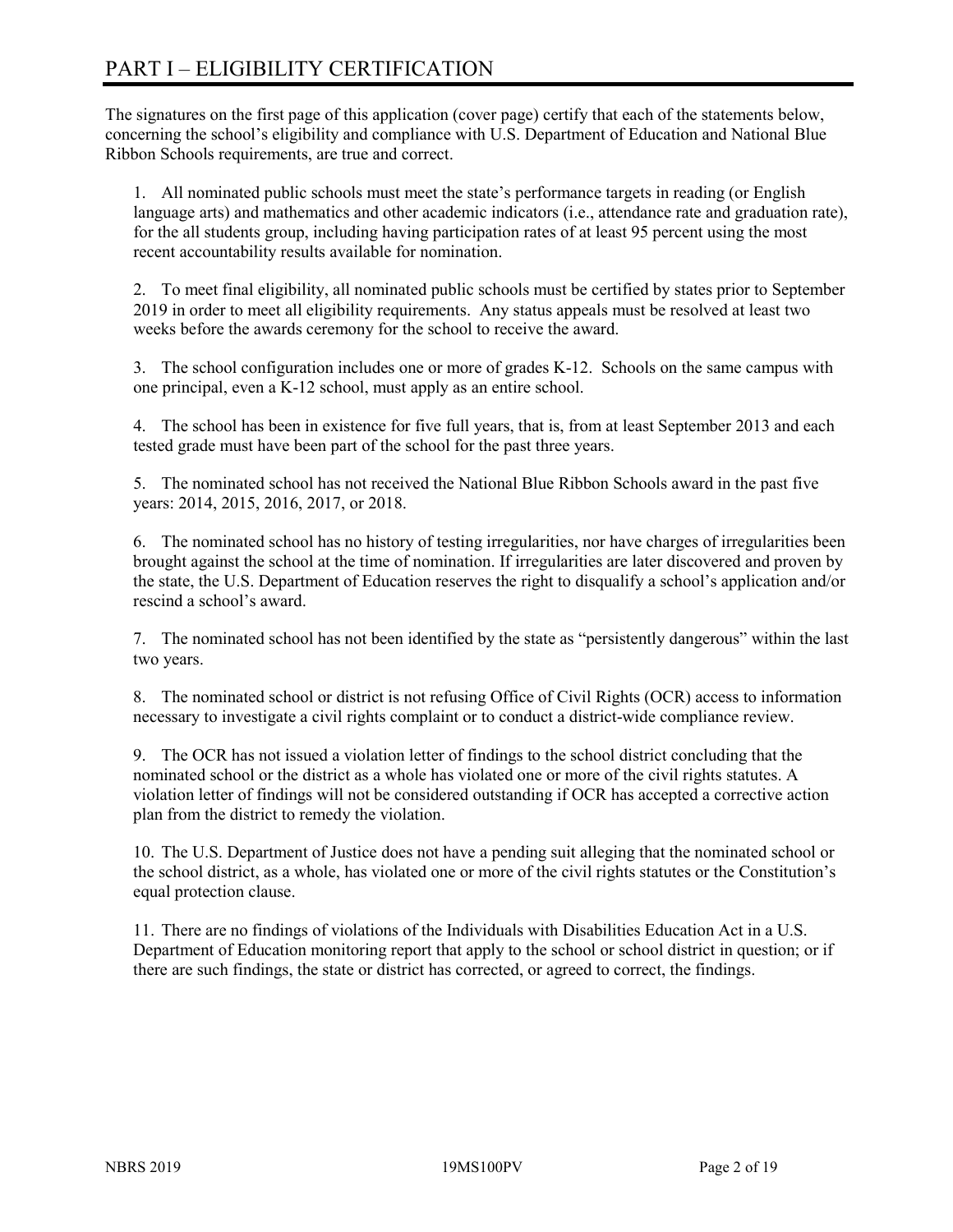# PART I – ELIGIBILITY CERTIFICATION

The signatures on the first page of this application (cover page) certify that each of the statements below, concerning the school's eligibility and compliance with U.S. Department of Education and National Blue Ribbon Schools requirements, are true and correct.

1. All nominated public schools must meet the state's performance targets in reading (or English language arts) and mathematics and other academic indicators (i.e., attendance rate and graduation rate), for the all students group, including having participation rates of at least 95 percent using the most recent accountability results available for nomination.

2. To meet final eligibility, all nominated public schools must be certified by states prior to September 2019 in order to meet all eligibility requirements. Any status appeals must be resolved at least two weeks before the awards ceremony for the school to receive the award.

3. The school configuration includes one or more of grades K-12. Schools on the same campus with one principal, even a K-12 school, must apply as an entire school.

4. The school has been in existence for five full years, that is, from at least September 2013 and each tested grade must have been part of the school for the past three years.

5. The nominated school has not received the National Blue Ribbon Schools award in the past five years: 2014, 2015, 2016, 2017, or 2018.

6. The nominated school has no history of testing irregularities, nor have charges of irregularities been brought against the school at the time of nomination. If irregularities are later discovered and proven by the state, the U.S. Department of Education reserves the right to disqualify a school's application and/or rescind a school's award.

7. The nominated school has not been identified by the state as "persistently dangerous" within the last two years.

8. The nominated school or district is not refusing Office of Civil Rights (OCR) access to information necessary to investigate a civil rights complaint or to conduct a district-wide compliance review.

9. The OCR has not issued a violation letter of findings to the school district concluding that the nominated school or the district as a whole has violated one or more of the civil rights statutes. A violation letter of findings will not be considered outstanding if OCR has accepted a corrective action plan from the district to remedy the violation.

10. The U.S. Department of Justice does not have a pending suit alleging that the nominated school or the school district, as a whole, has violated one or more of the civil rights statutes or the Constitution's equal protection clause.

11. There are no findings of violations of the Individuals with Disabilities Education Act in a U.S. Department of Education monitoring report that apply to the school or school district in question; or if there are such findings, the state or district has corrected, or agreed to correct, the findings.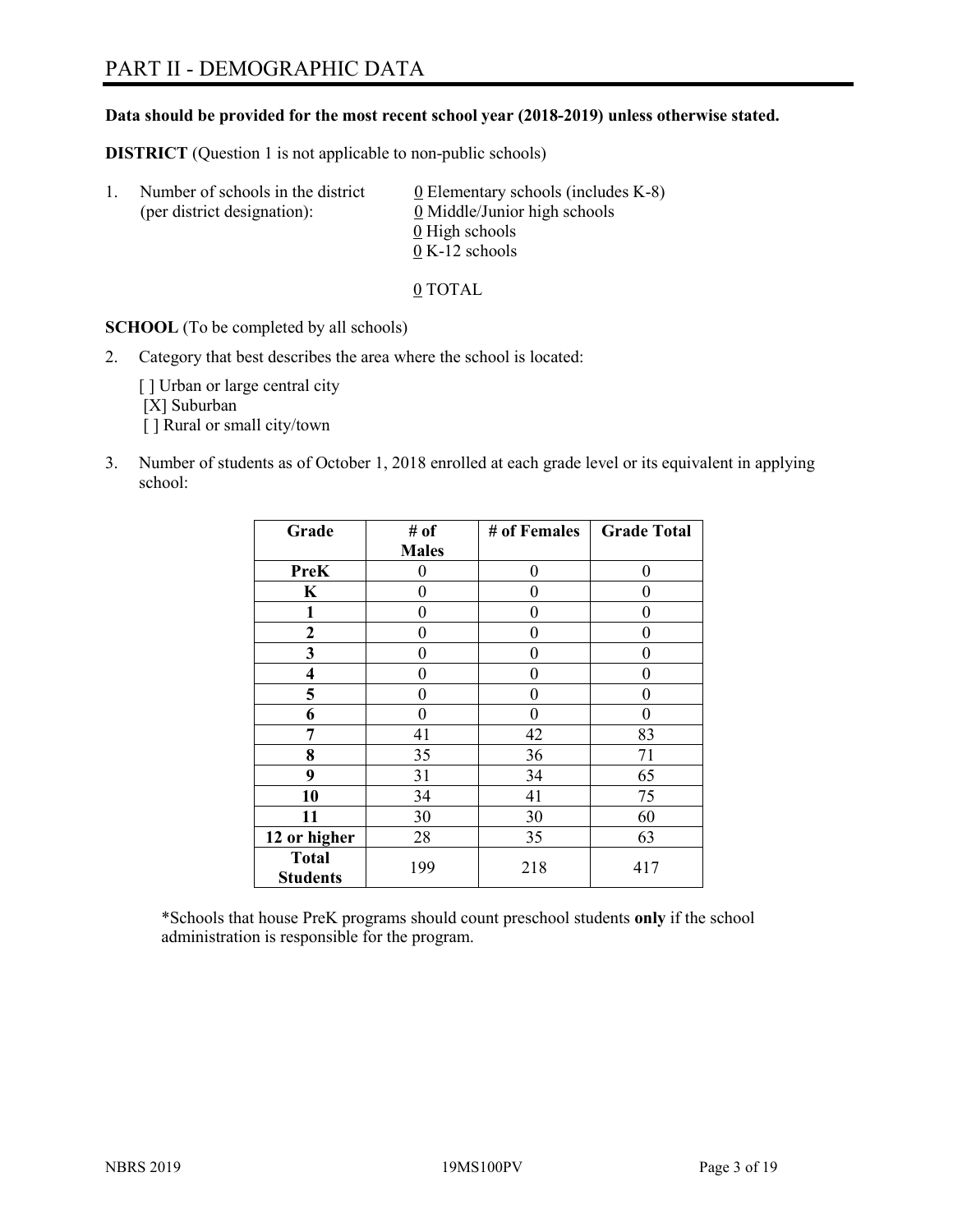# PART II - DEMOGRAPHIC DATA

**Data should be provided for the most recent school year (2018-2019) unless otherwise stated.**

**DISTRICT** (Question 1 is not applicable to non-public schools)

1. Number of schools in the district (per district designation):
   0 Elementary schools (includes K-8)
   0 Middle/Junior high schools
   0 High schools
   0 K-12 schools

   0 TOTAL

**SCHOOL** (To be completed by all schools)

2. Category that best describes the area where the school is located:

   [ ] Urban or large central city
   [X] Suburban
   [ ] Rural or small city/town

3. Number of students as of October 1, 2018 enrolled at each grade level or its equivalent in applying school:

| Grade | # of Males | # of Females | Grade Total |
|---|---|---|---|
| **PreK** | 0 | 0 | 0 |
| **K** | 0 | 0 | 0 |
| **1** | 0 | 0 | 0 |
| **2** | 0 | 0 | 0 |
| **3** | 0 | 0 | 0 |
| **4** | 0 | 0 | 0 |
| **5** | 0 | 0 | 0 |
| **6** | 0 | 0 | 0 |
| **7** | 41 | 42 | 83 |
| **8** | 35 | 36 | 71 |
| **9** | 31 | 34 | 65 |
| **10** | 34 | 41 | 75 |
| **11** | 30 | 30 | 60 |
| **12 or higher** | 28 | 35 | 63 |
| **Total Students** | 199 | 218 | 417 |

*Schools that house PreK programs should count preschool students **only** if the school administration is responsible for the program.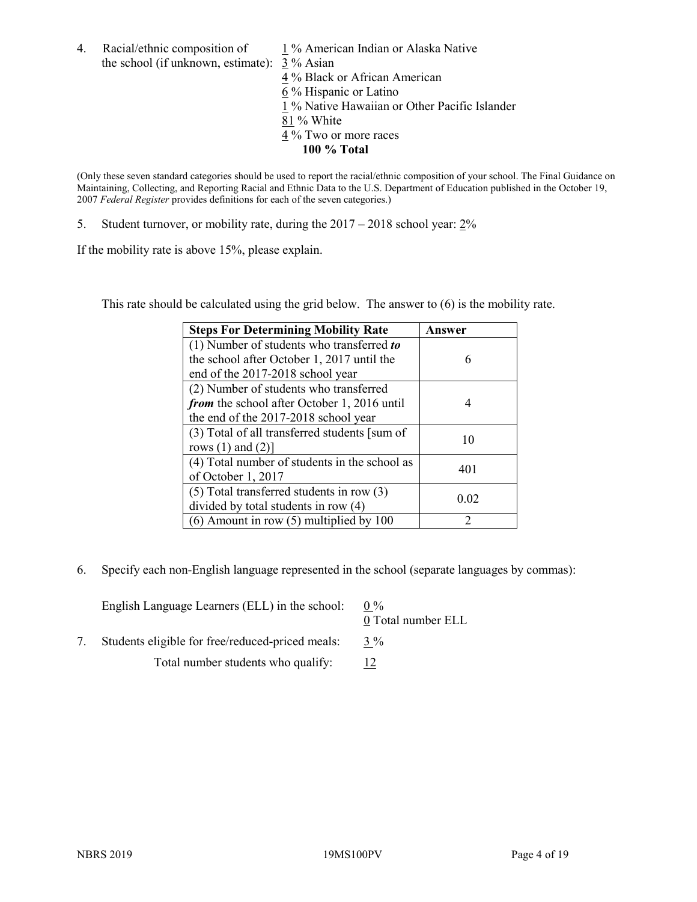4. Racial/ethnic composition of the school (if unknown, estimate):
   1 % American Indian or Alaska Native
   3 % Asian
   4 % Black or African American
   6 % Hispanic or Latino
   1 % Native Hawaiian or Other Pacific Islander
   81 % White
   4 % Two or more races
   **100 % Total**

(Only these seven standard categories should be used to report the racial/ethnic composition of your school. The Final Guidance on Maintaining, Collecting, and Reporting Racial and Ethnic Data to the U.S. Department of Education published in the October 19, 2007 *Federal Register* provides definitions for each of the seven categories.)

5. Student turnover, or mobility rate, during the 2017 – 2018 school year: 2%

If the mobility rate is above 15%, please explain.

This rate should be calculated using the grid below. The answer to (6) is the mobility rate.

| Steps For Determining Mobility Rate | Answer |
|---|---|
| (1) Number of students who transferred ***to*** the school after October 1, 2017 until the end of the 2017-2018 school year | 6 |
| (2) Number of students who transferred ***from*** the school after October 1, 2016 until the end of the 2017-2018 school year | 4 |
| (3) Total of all transferred students [sum of rows (1) and (2)] | 10 |
| (4) Total number of students in the school as of October 1, 2017 | 401 |
| (5) Total transferred students in row (3) divided by total students in row (4) | 0.02 |
| (6) Amount in row (5) multiplied by 100 | 2 |

6. Specify each non-English language represented in the school (separate languages by commas):

   English Language Learners (ELL) in the school: 0 %
   0 Total number ELL

7. Students eligible for free/reduced-priced meals: 3 %
   Total number students who qualify: 12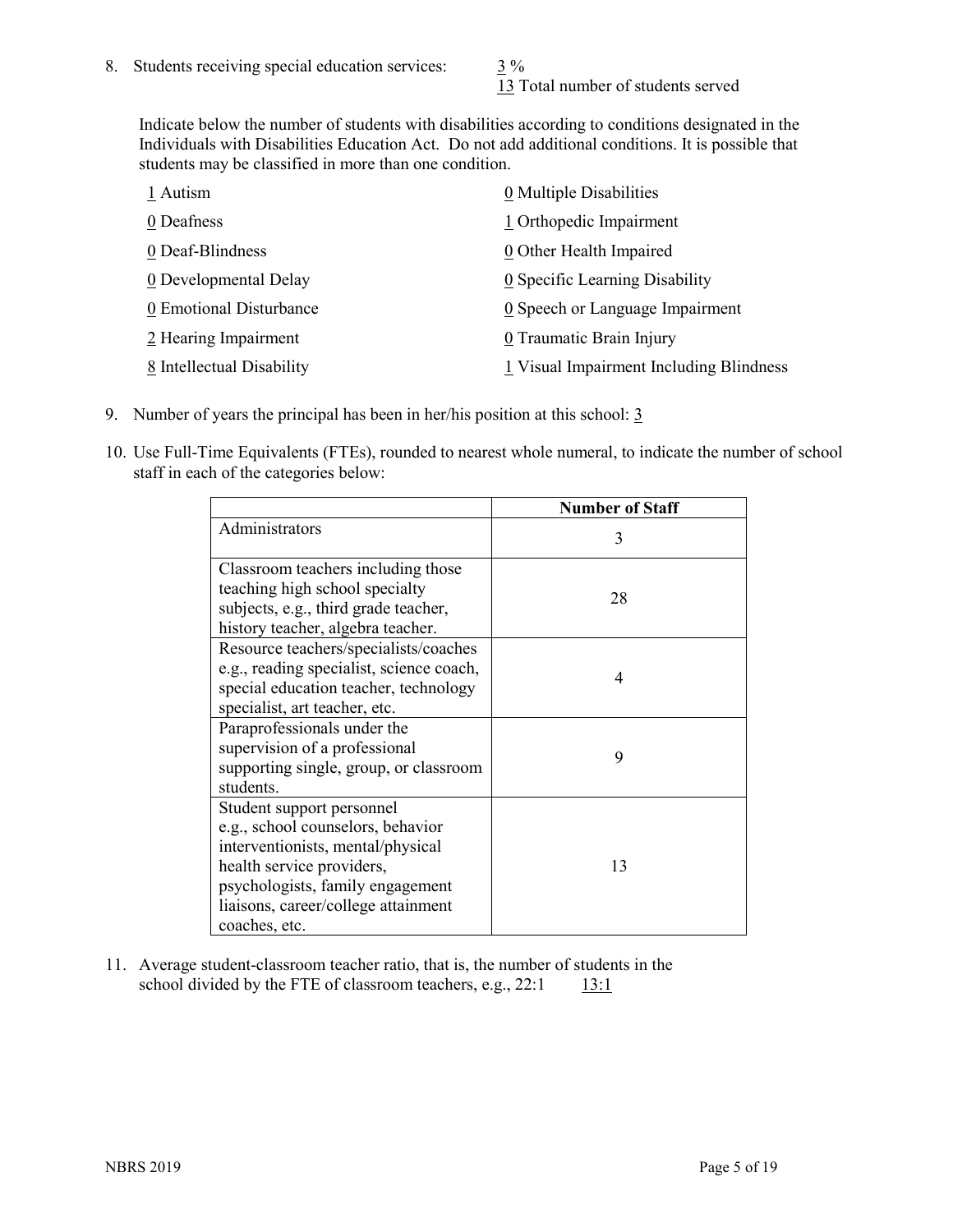8. Students receiving special education services: 3 %
   13 Total number of students served

   Indicate below the number of students with disabilities according to conditions designated in the Individuals with Disabilities Education Act. Do not add additional conditions. It is possible that students may be classified in more than one condition.

   | | |
   |---|---|
   | 1 Autism | 0 Multiple Disabilities |
   | 0 Deafness | 1 Orthopedic Impairment |
   | 0 Deaf-Blindness | 0 Other Health Impaired |
   | 0 Developmental Delay | 0 Specific Learning Disability |
   | 0 Emotional Disturbance | 0 Speech or Language Impairment |
   | 2 Hearing Impairment | 0 Traumatic Brain Injury |
   | 8 Intellectual Disability | 1 Visual Impairment Including Blindness |

9. Number of years the principal has been in her/his position at this school: 3

10. Use Full-Time Equivalents (FTEs), rounded to nearest whole numeral, to indicate the number of school staff in each of the categories below:

| | Number of Staff |
|---|---|
| Administrators | 3 |
| Classroom teachers including those teaching high school specialty subjects, e.g., third grade teacher, history teacher, algebra teacher. | 28 |
| Resource teachers/specialists/coaches e.g., reading specialist, science coach, special education teacher, technology specialist, art teacher, etc. | 4 |
| Paraprofessionals under the supervision of a professional supporting single, group, or classroom students. | 9 |
| Student support personnel e.g., school counselors, behavior interventionists, mental/physical health service providers, psychologists, family engagement liaisons, career/college attainment coaches, etc. | 13 |

11. Average student-classroom teacher ratio, that is, the number of students in the school divided by the FTE of classroom teachers, e.g., 22:1 13:1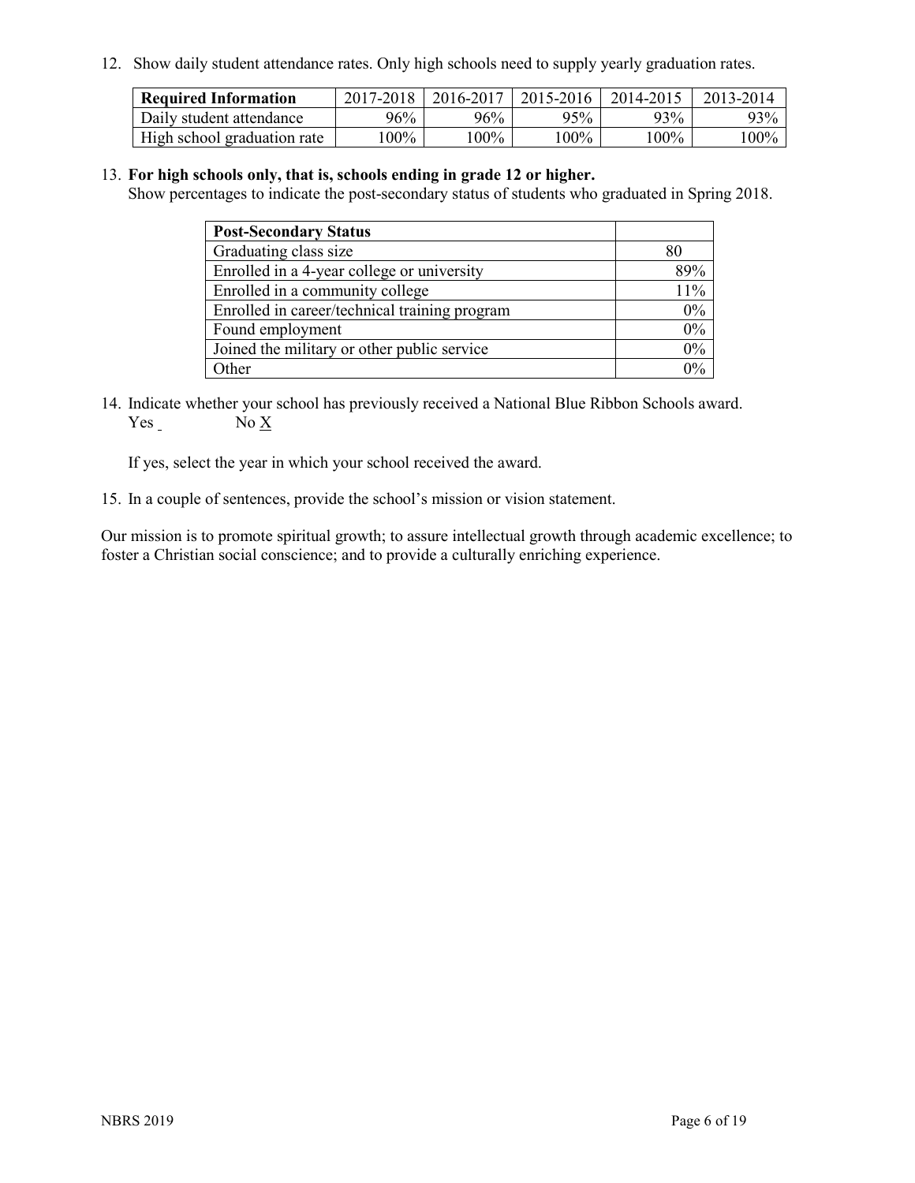12. Show daily student attendance rates. Only high schools need to supply yearly graduation rates.

| Required Information | 2017-2018 | 2016-2017 | 2015-2016 | 2014-2015 | 2013-2014 |
|---|---|---|---|---|---|
| Daily student attendance | 96% | 96% | 95% | 93% | 93% |
| High school graduation rate | 100% | 100% | 100% | 100% | 100% |

13. **For high schools only, that is, schools ending in grade 12 or higher.**
Show percentages to indicate the post-secondary status of students who graduated in Spring 2018.

| Post-Secondary Status | |
|---|---|
| Graduating class size | 80 |
| Enrolled in a 4-year college or university | 89% |
| Enrolled in a community college | 11% |
| Enrolled in career/technical training program | 0% |
| Found employment | 0% |
| Joined the military or other public service | 0% |
| Other | 0% |

14. Indicate whether your school has previously received a National Blue Ribbon Schools award.
Yes _ No X

If yes, select the year in which your school received the award.

15. In a couple of sentences, provide the school's mission or vision statement.

Our mission is to promote spiritual growth; to assure intellectual growth through academic excellence; to foster a Christian social conscience; and to provide a culturally enriching experience.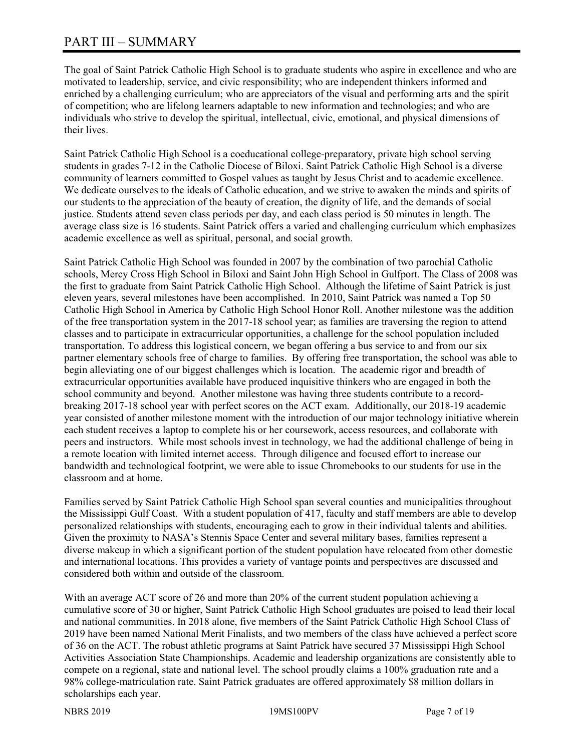# PART III – SUMMARY

The goal of Saint Patrick Catholic High School is to graduate students who aspire in excellence and who are motivated to leadership, service, and civic responsibility; who are independent thinkers informed and enriched by a challenging curriculum; who are appreciators of the visual and performing arts and the spirit of competition; who are lifelong learners adaptable to new information and technologies; and who are individuals who strive to develop the spiritual, intellectual, civic, emotional, and physical dimensions of their lives.

Saint Patrick Catholic High School is a coeducational college-preparatory, private high school serving students in grades 7-12 in the Catholic Diocese of Biloxi. Saint Patrick Catholic High School is a diverse community of learners committed to Gospel values as taught by Jesus Christ and to academic excellence. We dedicate ourselves to the ideals of Catholic education, and we strive to awaken the minds and spirits of our students to the appreciation of the beauty of creation, the dignity of life, and the demands of social justice. Students attend seven class periods per day, and each class period is 50 minutes in length. The average class size is 16 students. Saint Patrick offers a varied and challenging curriculum which emphasizes academic excellence as well as spiritual, personal, and social growth.

Saint Patrick Catholic High School was founded in 2007 by the combination of two parochial Catholic schools, Mercy Cross High School in Biloxi and Saint John High School in Gulfport. The Class of 2008 was the first to graduate from Saint Patrick Catholic High School. Although the lifetime of Saint Patrick is just eleven years, several milestones have been accomplished. In 2010, Saint Patrick was named a Top 50 Catholic High School in America by Catholic High School Honor Roll. Another milestone was the addition of the free transportation system in the 2017-18 school year; as families are traversing the region to attend classes and to participate in extracurricular opportunities, a challenge for the school population included transportation. To address this logistical concern, we began offering a bus service to and from our six partner elementary schools free of charge to families. By offering free transportation, the school was able to begin alleviating one of our biggest challenges which is location. The academic rigor and breadth of extracurricular opportunities available have produced inquisitive thinkers who are engaged in both the school community and beyond. Another milestone was having three students contribute to a record-breaking 2017-18 school year with perfect scores on the ACT exam. Additionally, our 2018-19 academic year consisted of another milestone moment with the introduction of our major technology initiative wherein each student receives a laptop to complete his or her coursework, access resources, and collaborate with peers and instructors. While most schools invest in technology, we had the additional challenge of being in a remote location with limited internet access. Through diligence and focused effort to increase our bandwidth and technological footprint, we were able to issue Chromebooks to our students for use in the classroom and at home.

Families served by Saint Patrick Catholic High School span several counties and municipalities throughout the Mississippi Gulf Coast. With a student population of 417, faculty and staff members are able to develop personalized relationships with students, encouraging each to grow in their individual talents and abilities. Given the proximity to NASA's Stennis Space Center and several military bases, families represent a diverse makeup in which a significant portion of the student population have relocated from other domestic and international locations. This provides a variety of vantage points and perspectives are discussed and considered both within and outside of the classroom.

With an average ACT score of 26 and more than 20% of the current student population achieving a cumulative score of 30 or higher, Saint Patrick Catholic High School graduates are poised to lead their local and national communities. In 2018 alone, five members of the Saint Patrick Catholic High School Class of 2019 have been named National Merit Finalists, and two members of the class have achieved a perfect score of 36 on the ACT. The robust athletic programs at Saint Patrick have secured 37 Mississippi High School Activities Association State Championships. Academic and leadership organizations are consistently able to compete on a regional, state and national level. The school proudly claims a 100% graduation rate and a 98% college-matriculation rate. Saint Patrick graduates are offered approximately $8 million dollars in scholarships each year.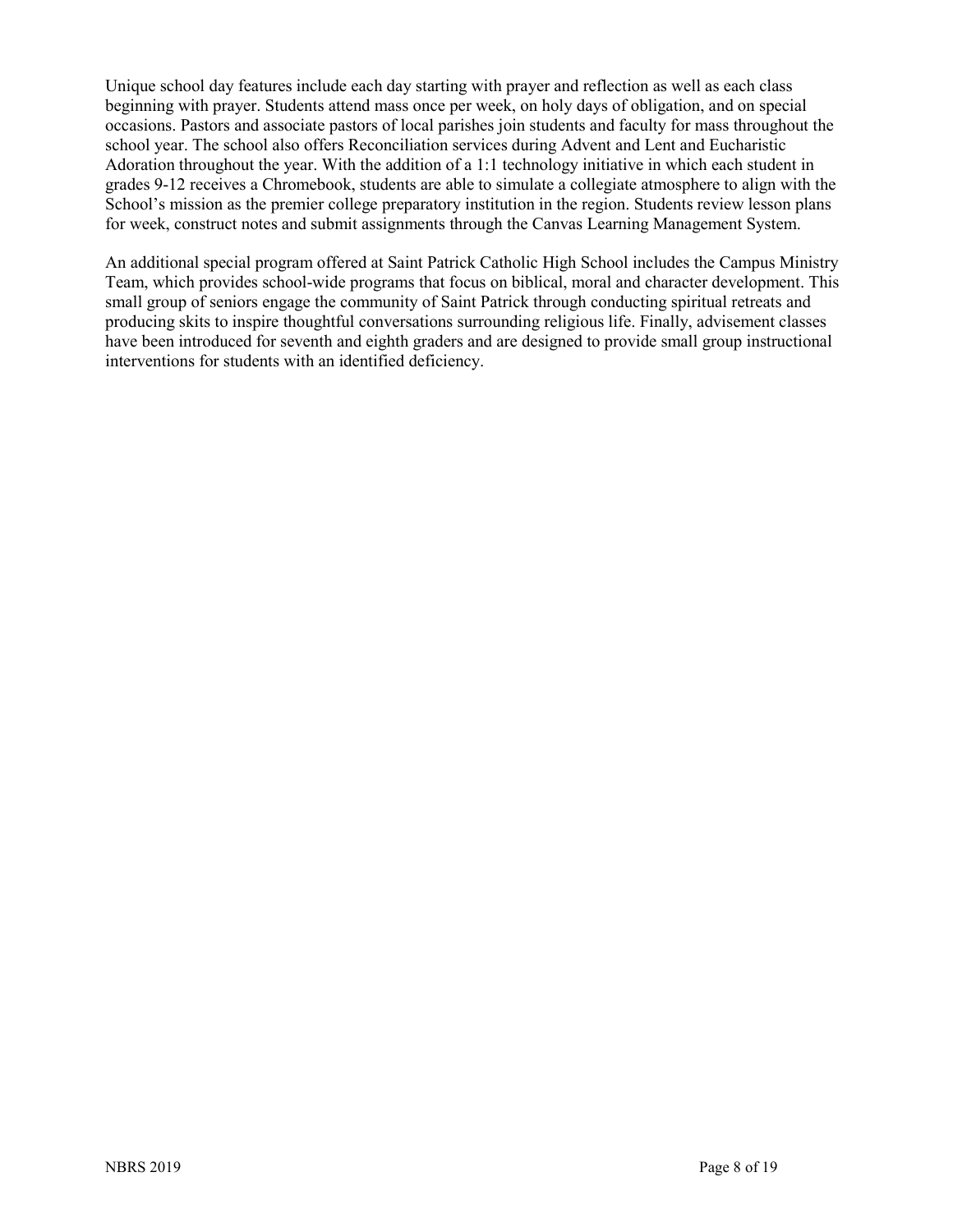Unique school day features include each day starting with prayer and reflection as well as each class beginning with prayer. Students attend mass once per week, on holy days of obligation, and on special occasions. Pastors and associate pastors of local parishes join students and faculty for mass throughout the school year. The school also offers Reconciliation services during Advent and Lent and Eucharistic Adoration throughout the year. With the addition of a 1:1 technology initiative in which each student in grades 9-12 receives a Chromebook, students are able to simulate a collegiate atmosphere to align with the School's mission as the premier college preparatory institution in the region. Students review lesson plans for week, construct notes and submit assignments through the Canvas Learning Management System.

An additional special program offered at Saint Patrick Catholic High School includes the Campus Ministry Team, which provides school-wide programs that focus on biblical, moral and character development. This small group of seniors engage the community of Saint Patrick through conducting spiritual retreats and producing skits to inspire thoughtful conversations surrounding religious life. Finally, advisement classes have been introduced for seventh and eighth graders and are designed to provide small group instructional interventions for students with an identified deficiency.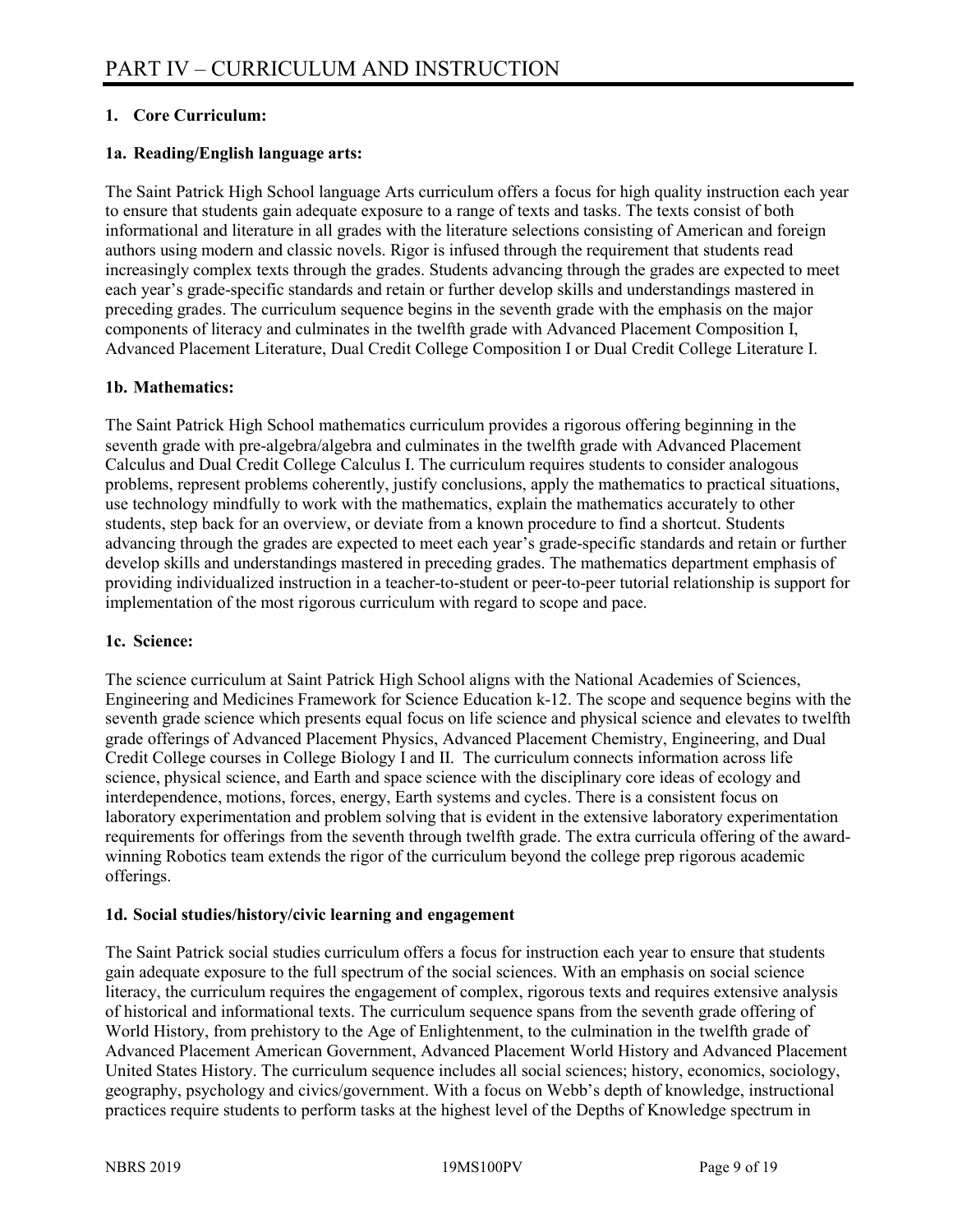# PART IV – CURRICULUM AND INSTRUCTION

## 1. Core Curriculum:

### 1a. Reading/English language arts:

The Saint Patrick High School language Arts curriculum offers a focus for high quality instruction each year to ensure that students gain adequate exposure to a range of texts and tasks. The texts consist of both informational and literature in all grades with the literature selections consisting of American and foreign authors using modern and classic novels. Rigor is infused through the requirement that students read increasingly complex texts through the grades. Students advancing through the grades are expected to meet each year's grade-specific standards and retain or further develop skills and understandings mastered in preceding grades. The curriculum sequence begins in the seventh grade with the emphasis on the major components of literacy and culminates in the twelfth grade with Advanced Placement Composition I, Advanced Placement Literature, Dual Credit College Composition I or Dual Credit College Literature I.

### 1b. Mathematics:

The Saint Patrick High School mathematics curriculum provides a rigorous offering beginning in the seventh grade with pre-algebra/algebra and culminates in the twelfth grade with Advanced Placement Calculus and Dual Credit College Calculus I. The curriculum requires students to consider analogous problems, represent problems coherently, justify conclusions, apply the mathematics to practical situations, use technology mindfully to work with the mathematics, explain the mathematics accurately to other students, step back for an overview, or deviate from a known procedure to find a shortcut. Students advancing through the grades are expected to meet each year's grade-specific standards and retain or further develop skills and understandings mastered in preceding grades. The mathematics department emphasis of providing individualized instruction in a teacher-to-student or peer-to-peer tutorial relationship is support for implementation of the most rigorous curriculum with regard to scope and pace.

### 1c. Science:

The science curriculum at Saint Patrick High School aligns with the National Academies of Sciences, Engineering and Medicines Framework for Science Education k-12. The scope and sequence begins with the seventh grade science which presents equal focus on life science and physical science and elevates to twelfth grade offerings of Advanced Placement Physics, Advanced Placement Chemistry, Engineering, and Dual Credit College courses in College Biology I and II. The curriculum connects information across life science, physical science, and Earth and space science with the disciplinary core ideas of ecology and interdependence, motions, forces, energy, Earth systems and cycles. There is a consistent focus on laboratory experimentation and problem solving that is evident in the extensive laboratory experimentation requirements for offerings from the seventh through twelfth grade. The extra curricula offering of the award-winning Robotics team extends the rigor of the curriculum beyond the college prep rigorous academic offerings.

### 1d. Social studies/history/civic learning and engagement

The Saint Patrick social studies curriculum offers a focus for instruction each year to ensure that students gain adequate exposure to the full spectrum of the social sciences. With an emphasis on social science literacy, the curriculum requires the engagement of complex, rigorous texts and requires extensive analysis of historical and informational texts. The curriculum sequence spans from the seventh grade offering of World History, from prehistory to the Age of Enlightenment, to the culmination in the twelfth grade of Advanced Placement American Government, Advanced Placement World History and Advanced Placement United States History. The curriculum sequence includes all social sciences; history, economics, sociology, geography, psychology and civics/government. With a focus on Webb's depth of knowledge, instructional practices require students to perform tasks at the highest level of the Depths of Knowledge spectrum in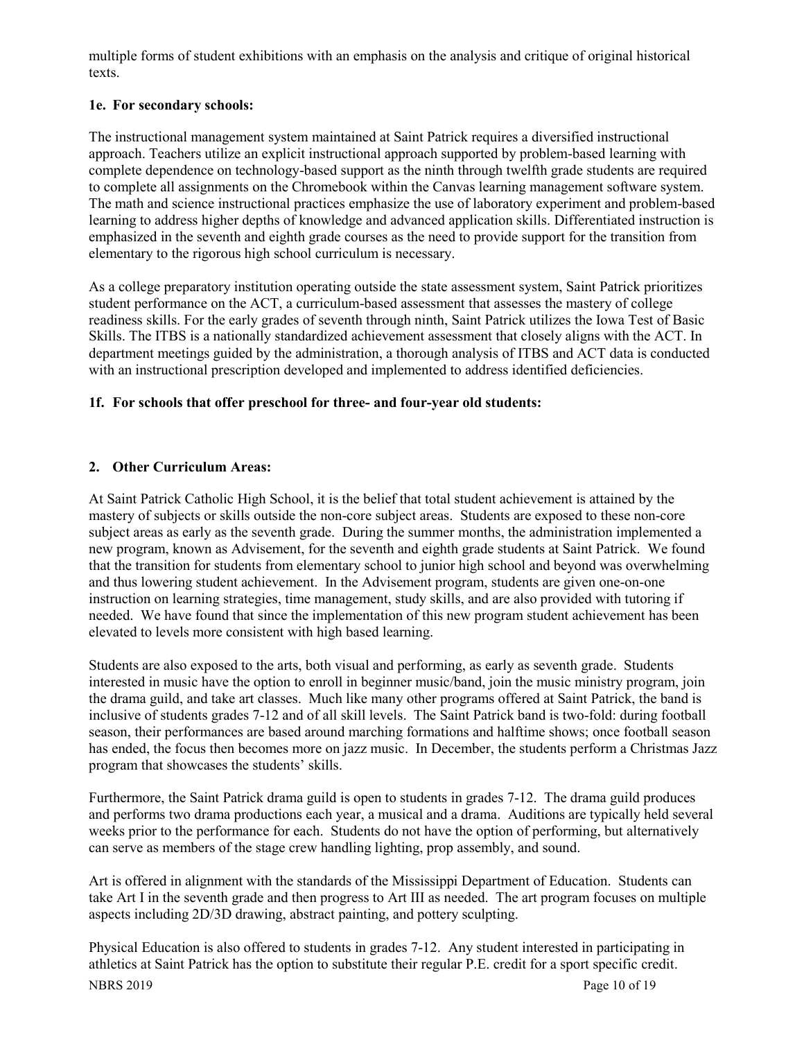multiple forms of student exhibitions with an emphasis on the analysis and critique of original historical texts.

### 1e. For secondary schools:

The instructional management system maintained at Saint Patrick requires a diversified instructional approach. Teachers utilize an explicit instructional approach supported by problem-based learning with complete dependence on technology-based support as the ninth through twelfth grade students are required to complete all assignments on the Chromebook within the Canvas learning management software system. The math and science instructional practices emphasize the use of laboratory experiment and problem-based learning to address higher depths of knowledge and advanced application skills. Differentiated instruction is emphasized in the seventh and eighth grade courses as the need to provide support for the transition from elementary to the rigorous high school curriculum is necessary.

As a college preparatory institution operating outside the state assessment system, Saint Patrick prioritizes student performance on the ACT, a curriculum-based assessment that assesses the mastery of college readiness skills. For the early grades of seventh through ninth, Saint Patrick utilizes the Iowa Test of Basic Skills. The ITBS is a nationally standardized achievement assessment that closely aligns with the ACT. In department meetings guided by the administration, a thorough analysis of ITBS and ACT data is conducted with an instructional prescription developed and implemented to address identified deficiencies.

### 1f. For schools that offer preschool for three- and four-year old students:

## 2. Other Curriculum Areas:

At Saint Patrick Catholic High School, it is the belief that total student achievement is attained by the mastery of subjects or skills outside the non-core subject areas. Students are exposed to these non-core subject areas as early as the seventh grade. During the summer months, the administration implemented a new program, known as Advisement, for the seventh and eighth grade students at Saint Patrick. We found that the transition for students from elementary school to junior high school and beyond was overwhelming and thus lowering student achievement. In the Advisement program, students are given one-on-one instruction on learning strategies, time management, study skills, and are also provided with tutoring if needed. We have found that since the implementation of this new program student achievement has been elevated to levels more consistent with high based learning.

Students are also exposed to the arts, both visual and performing, as early as seventh grade. Students interested in music have the option to enroll in beginner music/band, join the music ministry program, join the drama guild, and take art classes. Much like many other programs offered at Saint Patrick, the band is inclusive of students grades 7-12 and of all skill levels. The Saint Patrick band is two-fold: during football season, their performances are based around marching formations and halftime shows; once football season has ended, the focus then becomes more on jazz music. In December, the students perform a Christmas Jazz program that showcases the students' skills.

Furthermore, the Saint Patrick drama guild is open to students in grades 7-12. The drama guild produces and performs two drama productions each year, a musical and a drama. Auditions are typically held several weeks prior to the performance for each. Students do not have the option of performing, but alternatively can serve as members of the stage crew handling lighting, prop assembly, and sound.

Art is offered in alignment with the standards of the Mississippi Department of Education. Students can take Art I in the seventh grade and then progress to Art III as needed. The art program focuses on multiple aspects including 2D/3D drawing, abstract painting, and pottery sculpting.

Physical Education is also offered to students in grades 7-12. Any student interested in participating in athletics at Saint Patrick has the option to substitute their regular P.E. credit for a sport specific credit.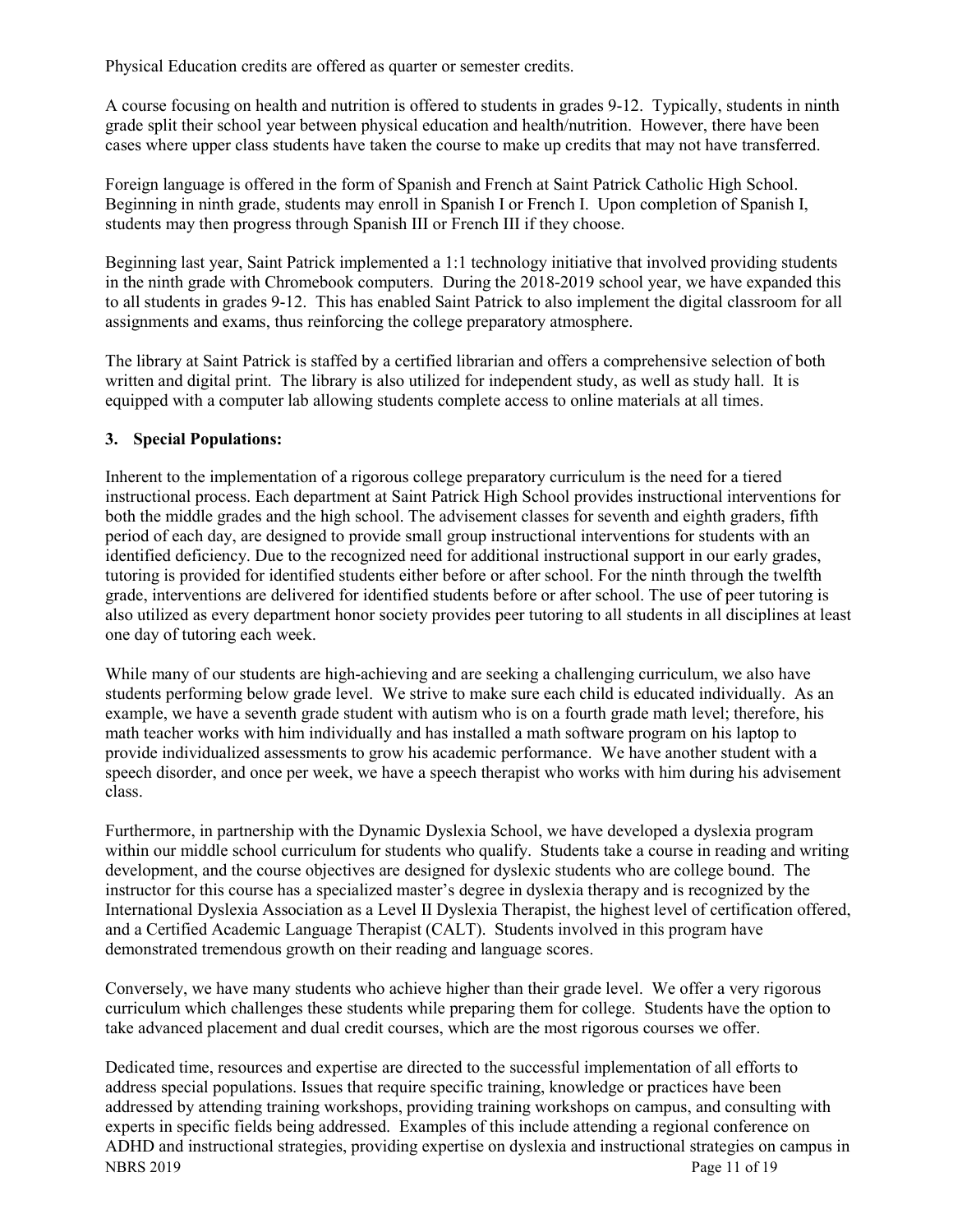Physical Education credits are offered as quarter or semester credits.

A course focusing on health and nutrition is offered to students in grades 9-12. Typically, students in ninth grade split their school year between physical education and health/nutrition. However, there have been cases where upper class students have taken the course to make up credits that may not have transferred.

Foreign language is offered in the form of Spanish and French at Saint Patrick Catholic High School. Beginning in ninth grade, students may enroll in Spanish I or French I. Upon completion of Spanish I, students may then progress through Spanish III or French III if they choose.

Beginning last year, Saint Patrick implemented a 1:1 technology initiative that involved providing students in the ninth grade with Chromebook computers. During the 2018-2019 school year, we have expanded this to all students in grades 9-12. This has enabled Saint Patrick to also implement the digital classroom for all assignments and exams, thus reinforcing the college preparatory atmosphere.

The library at Saint Patrick is staffed by a certified librarian and offers a comprehensive selection of both written and digital print. The library is also utilized for independent study, as well as study hall. It is equipped with a computer lab allowing students complete access to online materials at all times.

**3. Special Populations:**

Inherent to the implementation of a rigorous college preparatory curriculum is the need for a tiered instructional process. Each department at Saint Patrick High School provides instructional interventions for both the middle grades and the high school. The advisement classes for seventh and eighth graders, fifth period of each day, are designed to provide small group instructional interventions for students with an identified deficiency. Due to the recognized need for additional instructional support in our early grades, tutoring is provided for identified students either before or after school. For the ninth through the twelfth grade, interventions are delivered for identified students before or after school. The use of peer tutoring is also utilized as every department honor society provides peer tutoring to all students in all disciplines at least one day of tutoring each week.

While many of our students are high-achieving and are seeking a challenging curriculum, we also have students performing below grade level. We strive to make sure each child is educated individually. As an example, we have a seventh grade student with autism who is on a fourth grade math level; therefore, his math teacher works with him individually and has installed a math software program on his laptop to provide individualized assessments to grow his academic performance. We have another student with a speech disorder, and once per week, we have a speech therapist who works with him during his advisement class.

Furthermore, in partnership with the Dynamic Dyslexia School, we have developed a dyslexia program within our middle school curriculum for students who qualify. Students take a course in reading and writing development, and the course objectives are designed for dyslexic students who are college bound. The instructor for this course has a specialized master's degree in dyslexia therapy and is recognized by the International Dyslexia Association as a Level II Dyslexia Therapist, the highest level of certification offered, and a Certified Academic Language Therapist (CALT). Students involved in this program have demonstrated tremendous growth on their reading and language scores.

Conversely, we have many students who achieve higher than their grade level. We offer a very rigorous curriculum which challenges these students while preparing them for college. Students have the option to take advanced placement and dual credit courses, which are the most rigorous courses we offer.

Dedicated time, resources and expertise are directed to the successful implementation of all efforts to address special populations. Issues that require specific training, knowledge or practices have been addressed by attending training workshops, providing training workshops on campus, and consulting with experts in specific fields being addressed. Examples of this include attending a regional conference on ADHD and instructional strategies, providing expertise on dyslexia and instructional strategies on campus in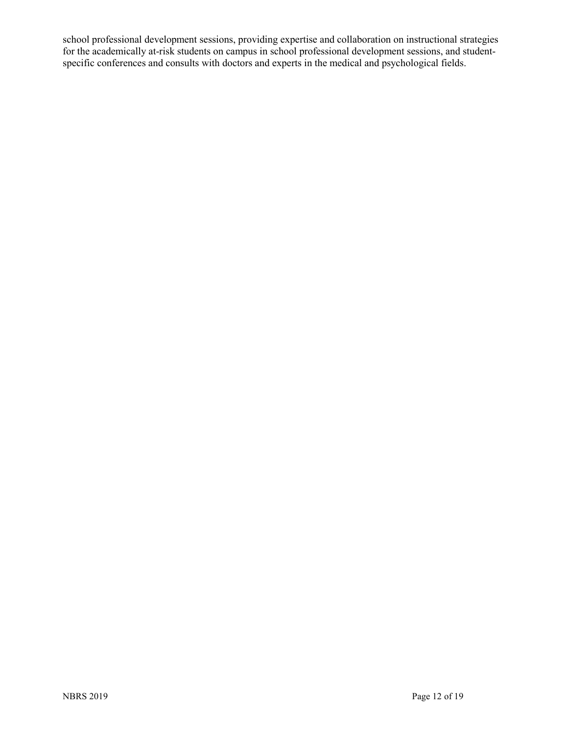school professional development sessions, providing expertise and collaboration on instructional strategies for the academically at-risk students on campus in school professional development sessions, and student-specific conferences and consults with doctors and experts in the medical and psychological fields.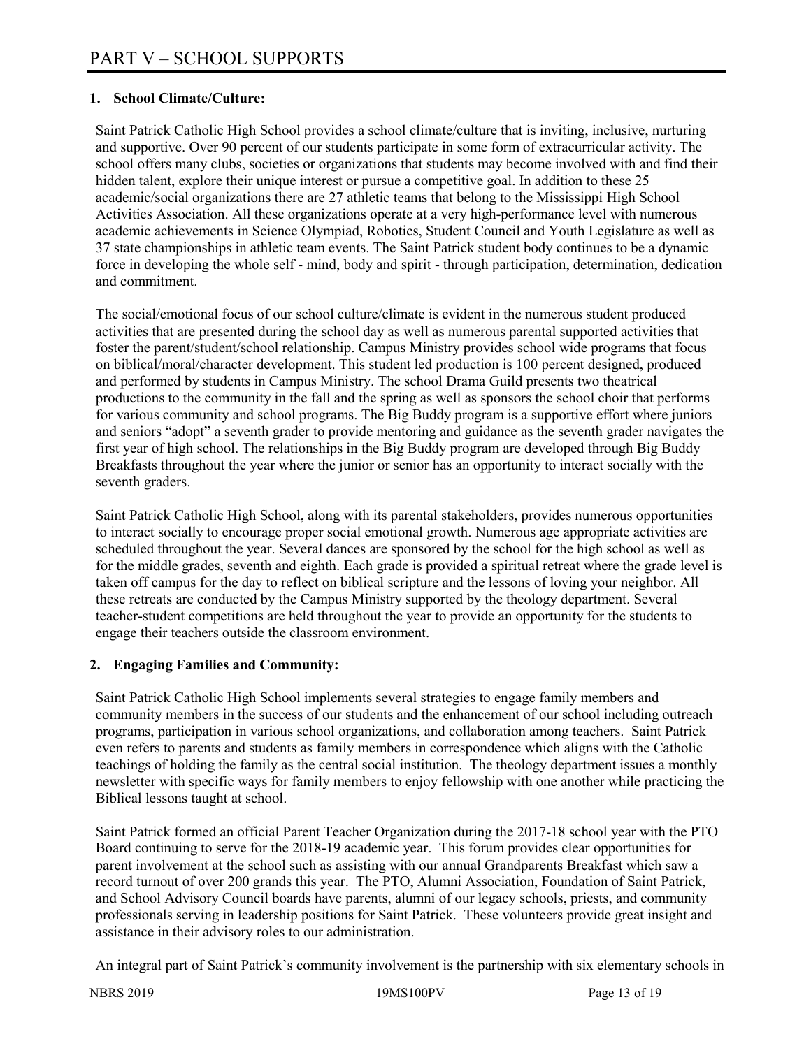# PART V – SCHOOL SUPPORTS

**1. School Climate/Culture:**

Saint Patrick Catholic High School provides a school climate/culture that is inviting, inclusive, nurturing and supportive. Over 90 percent of our students participate in some form of extracurricular activity. The school offers many clubs, societies or organizations that students may become involved with and find their hidden talent, explore their unique interest or pursue a competitive goal. In addition to these 25 academic/social organizations there are 27 athletic teams that belong to the Mississippi High School Activities Association. All these organizations operate at a very high-performance level with numerous academic achievements in Science Olympiad, Robotics, Student Council and Youth Legislature as well as 37 state championships in athletic team events. The Saint Patrick student body continues to be a dynamic force in developing the whole self - mind, body and spirit - through participation, determination, dedication and commitment.

The social/emotional focus of our school culture/climate is evident in the numerous student produced activities that are presented during the school day as well as numerous parental supported activities that foster the parent/student/school relationship. Campus Ministry provides school wide programs that focus on biblical/moral/character development. This student led production is 100 percent designed, produced and performed by students in Campus Ministry. The school Drama Guild presents two theatrical productions to the community in the fall and the spring as well as sponsors the school choir that performs for various community and school programs. The Big Buddy program is a supportive effort where juniors and seniors "adopt" a seventh grader to provide mentoring and guidance as the seventh grader navigates the first year of high school. The relationships in the Big Buddy program are developed through Big Buddy Breakfasts throughout the year where the junior or senior has an opportunity to interact socially with the seventh graders.

Saint Patrick Catholic High School, along with its parental stakeholders, provides numerous opportunities to interact socially to encourage proper social emotional growth. Numerous age appropriate activities are scheduled throughout the year. Several dances are sponsored by the school for the high school as well as for the middle grades, seventh and eighth. Each grade is provided a spiritual retreat where the grade level is taken off campus for the day to reflect on biblical scripture and the lessons of loving your neighbor. All these retreats are conducted by the Campus Ministry supported by the theology department. Several teacher-student competitions are held throughout the year to provide an opportunity for the students to engage their teachers outside the classroom environment.

**2. Engaging Families and Community:**

Saint Patrick Catholic High School implements several strategies to engage family members and community members in the success of our students and the enhancement of our school including outreach programs, participation in various school organizations, and collaboration among teachers. Saint Patrick even refers to parents and students as family members in correspondence which aligns with the Catholic teachings of holding the family as the central social institution. The theology department issues a monthly newsletter with specific ways for family members to enjoy fellowship with one another while practicing the Biblical lessons taught at school.

Saint Patrick formed an official Parent Teacher Organization during the 2017-18 school year with the PTO Board continuing to serve for the 2018-19 academic year. This forum provides clear opportunities for parent involvement at the school such as assisting with our annual Grandparents Breakfast which saw a record turnout of over 200 grands this year. The PTO, Alumni Association, Foundation of Saint Patrick, and School Advisory Council boards have parents, alumni of our legacy schools, priests, and community professionals serving in leadership positions for Saint Patrick. These volunteers provide great insight and assistance in their advisory roles to our administration.

An integral part of Saint Patrick's community involvement is the partnership with six elementary schools in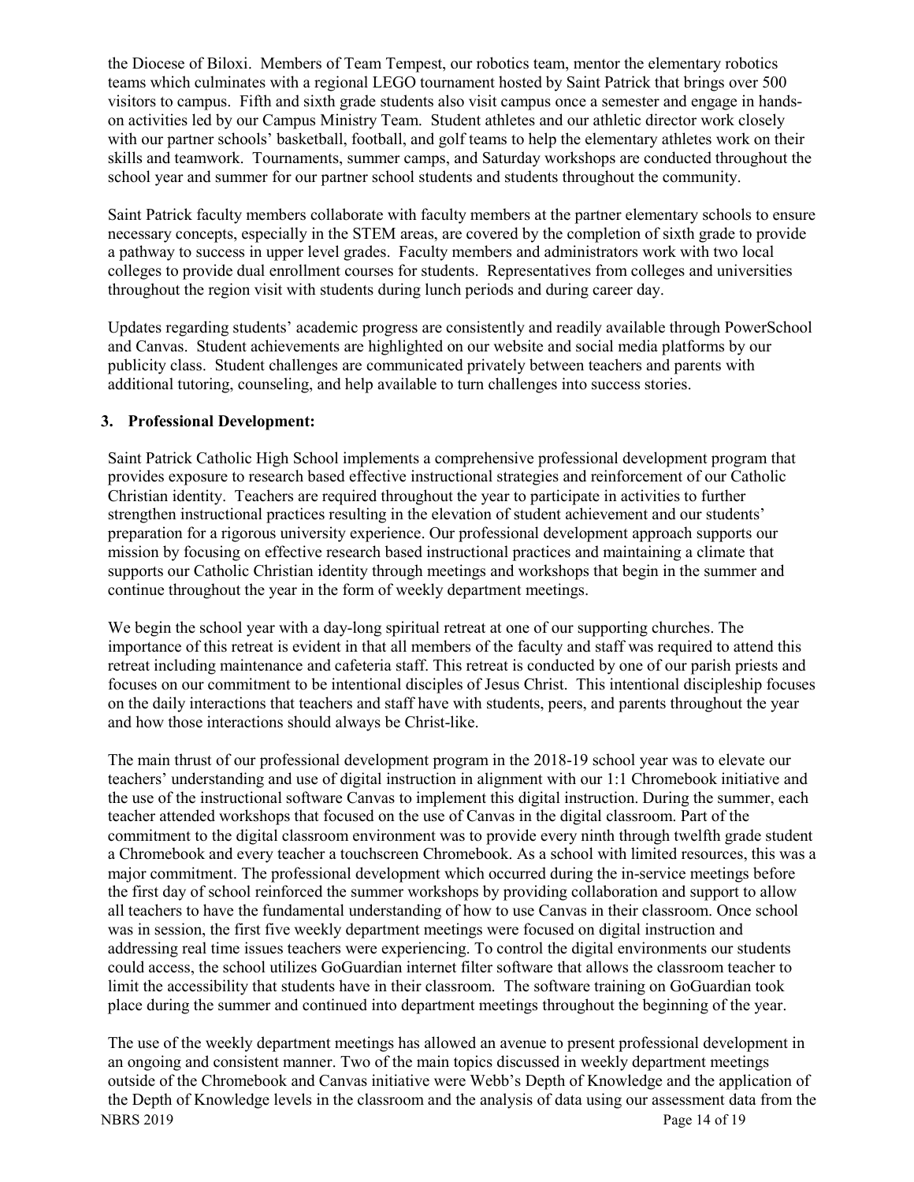the Diocese of Biloxi. Members of Team Tempest, our robotics team, mentor the elementary robotics teams which culminates with a regional LEGO tournament hosted by Saint Patrick that brings over 500 visitors to campus. Fifth and sixth grade students also visit campus once a semester and engage in hands-on activities led by our Campus Ministry Team. Student athletes and our athletic director work closely with our partner schools' basketball, football, and golf teams to help the elementary athletes work on their skills and teamwork. Tournaments, summer camps, and Saturday workshops are conducted throughout the school year and summer for our partner school students and students throughout the community.

Saint Patrick faculty members collaborate with faculty members at the partner elementary schools to ensure necessary concepts, especially in the STEM areas, are covered by the completion of sixth grade to provide a pathway to success in upper level grades. Faculty members and administrators work with two local colleges to provide dual enrollment courses for students. Representatives from colleges and universities throughout the region visit with students during lunch periods and during career day.

Updates regarding students' academic progress are consistently and readily available through PowerSchool and Canvas. Student achievements are highlighted on our website and social media platforms by our publicity class. Student challenges are communicated privately between teachers and parents with additional tutoring, counseling, and help available to turn challenges into success stories.

**3. Professional Development:**

Saint Patrick Catholic High School implements a comprehensive professional development program that provides exposure to research based effective instructional strategies and reinforcement of our Catholic Christian identity. Teachers are required throughout the year to participate in activities to further strengthen instructional practices resulting in the elevation of student achievement and our students' preparation for a rigorous university experience. Our professional development approach supports our mission by focusing on effective research based instructional practices and maintaining a climate that supports our Catholic Christian identity through meetings and workshops that begin in the summer and continue throughout the year in the form of weekly department meetings.

We begin the school year with a day-long spiritual retreat at one of our supporting churches. The importance of this retreat is evident in that all members of the faculty and staff was required to attend this retreat including maintenance and cafeteria staff. This retreat is conducted by one of our parish priests and focuses on our commitment to be intentional disciples of Jesus Christ. This intentional discipleship focuses on the daily interactions that teachers and staff have with students, peers, and parents throughout the year and how those interactions should always be Christ-like.

The main thrust of our professional development program in the 2018-19 school year was to elevate our teachers' understanding and use of digital instruction in alignment with our 1:1 Chromebook initiative and the use of the instructional software Canvas to implement this digital instruction. During the summer, each teacher attended workshops that focused on the use of Canvas in the digital classroom. Part of the commitment to the digital classroom environment was to provide every ninth through twelfth grade student a Chromebook and every teacher a touchscreen Chromebook. As a school with limited resources, this was a major commitment. The professional development which occurred during the in-service meetings before the first day of school reinforced the summer workshops by providing collaboration and support to allow all teachers to have the fundamental understanding of how to use Canvas in their classroom. Once school was in session, the first five weekly department meetings were focused on digital instruction and addressing real time issues teachers were experiencing. To control the digital environments our students could access, the school utilizes GoGuardian internet filter software that allows the classroom teacher to limit the accessibility that students have in their classroom. The software training on GoGuardian took place during the summer and continued into department meetings throughout the beginning of the year.

The use of the weekly department meetings has allowed an avenue to present professional development in an ongoing and consistent manner. Two of the main topics discussed in weekly department meetings outside of the Chromebook and Canvas initiative were Webb's Depth of Knowledge and the application of the Depth of Knowledge levels in the classroom and the analysis of data using our assessment data from the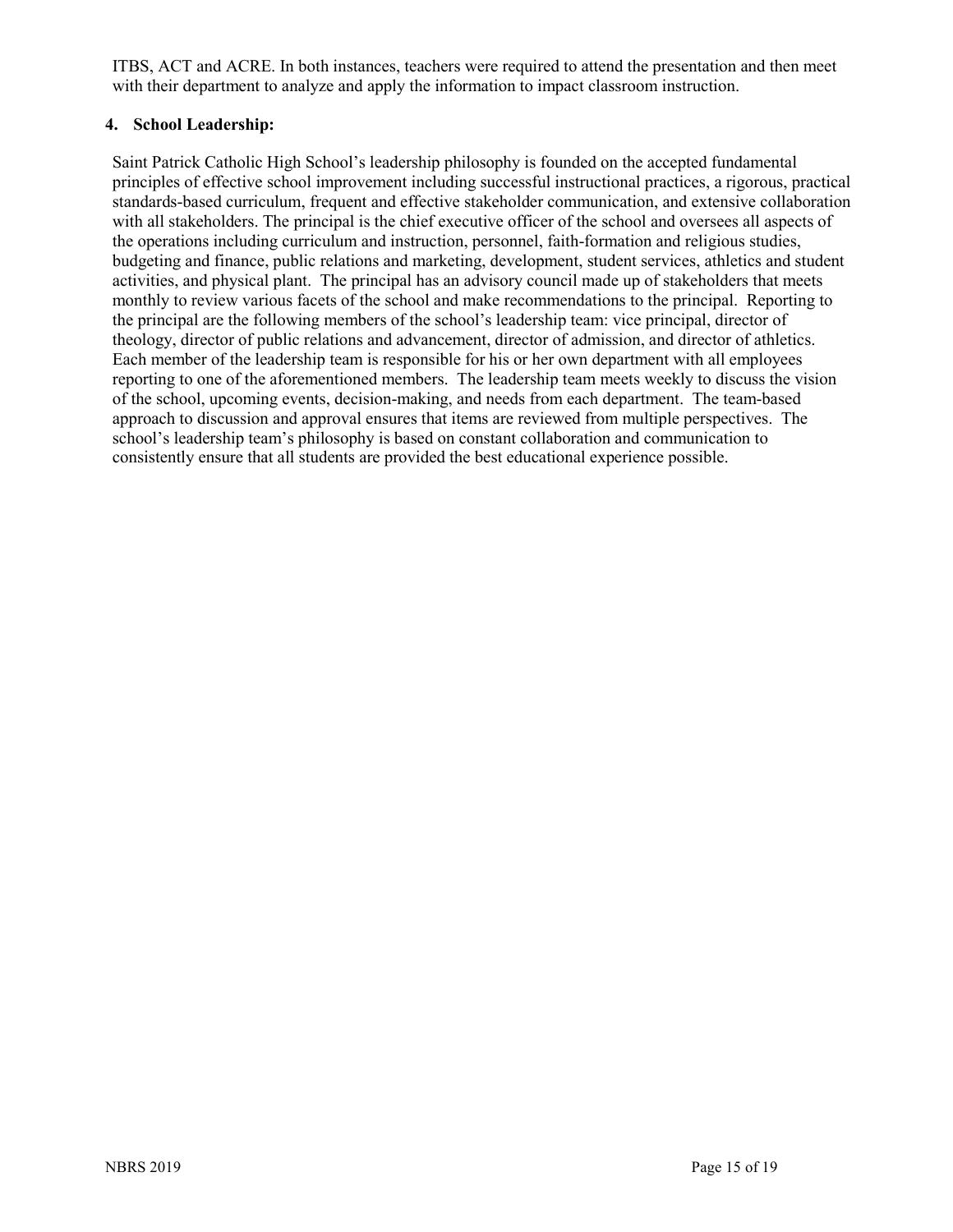ITBS, ACT and ACRE. In both instances, teachers were required to attend the presentation and then meet with their department to analyze and apply the information to impact classroom instruction.

**4. School Leadership:**

Saint Patrick Catholic High School's leadership philosophy is founded on the accepted fundamental principles of effective school improvement including successful instructional practices, a rigorous, practical standards-based curriculum, frequent and effective stakeholder communication, and extensive collaboration with all stakeholders. The principal is the chief executive officer of the school and oversees all aspects of the operations including curriculum and instruction, personnel, faith-formation and religious studies, budgeting and finance, public relations and marketing, development, student services, athletics and student activities, and physical plant. The principal has an advisory council made up of stakeholders that meets monthly to review various facets of the school and make recommendations to the principal. Reporting to the principal are the following members of the school's leadership team: vice principal, director of theology, director of public relations and advancement, director of admission, and director of athletics. Each member of the leadership team is responsible for his or her own department with all employees reporting to one of the aforementioned members. The leadership team meets weekly to discuss the vision of the school, upcoming events, decision-making, and needs from each department. The team-based approach to discussion and approval ensures that items are reviewed from multiple perspectives. The school's leadership team's philosophy is based on constant collaboration and communication to consistently ensure that all students are provided the best educational experience possible.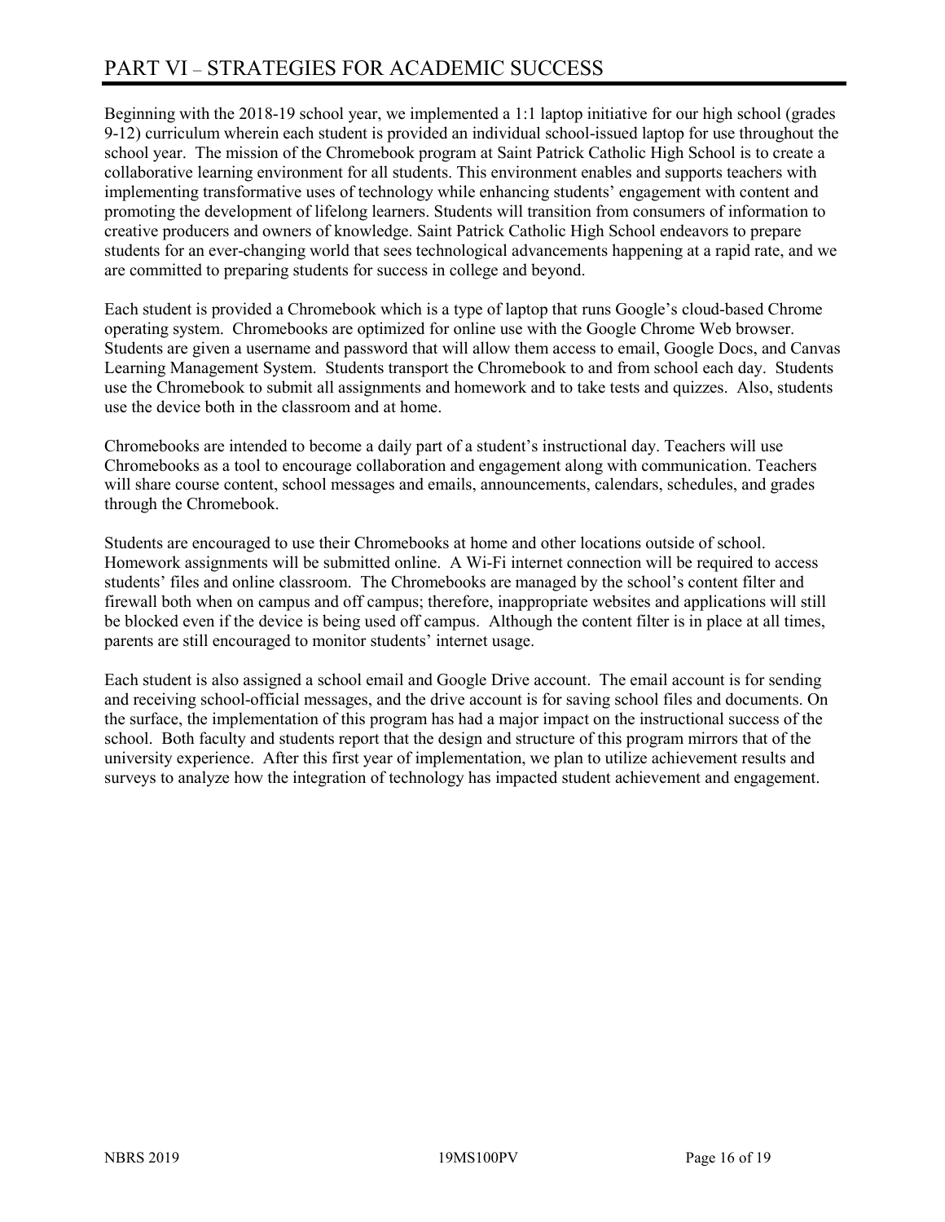# PART VI – STRATEGIES FOR ACADEMIC SUCCESS

Beginning with the 2018-19 school year, we implemented a 1:1 laptop initiative for our high school (grades 9-12) curriculum wherein each student is provided an individual school-issued laptop for use throughout the school year. The mission of the Chromebook program at Saint Patrick Catholic High School is to create a collaborative learning environment for all students. This environment enables and supports teachers with implementing transformative uses of technology while enhancing students' engagement with content and promoting the development of lifelong learners. Students will transition from consumers of information to creative producers and owners of knowledge. Saint Patrick Catholic High School endeavors to prepare students for an ever-changing world that sees technological advancements happening at a rapid rate, and we are committed to preparing students for success in college and beyond.

Each student is provided a Chromebook which is a type of laptop that runs Google's cloud-based Chrome operating system. Chromebooks are optimized for online use with the Google Chrome Web browser. Students are given a username and password that will allow them access to email, Google Docs, and Canvas Learning Management System. Students transport the Chromebook to and from school each day. Students use the Chromebook to submit all assignments and homework and to take tests and quizzes. Also, students use the device both in the classroom and at home.

Chromebooks are intended to become a daily part of a student's instructional day. Teachers will use Chromebooks as a tool to encourage collaboration and engagement along with communication. Teachers will share course content, school messages and emails, announcements, calendars, schedules, and grades through the Chromebook.

Students are encouraged to use their Chromebooks at home and other locations outside of school. Homework assignments will be submitted online. A Wi-Fi internet connection will be required to access students' files and online classroom. The Chromebooks are managed by the school's content filter and firewall both when on campus and off campus; therefore, inappropriate websites and applications will still be blocked even if the device is being used off campus. Although the content filter is in place at all times, parents are still encouraged to monitor students' internet usage.

Each student is also assigned a school email and Google Drive account. The email account is for sending and receiving school-official messages, and the drive account is for saving school files and documents. On the surface, the implementation of this program has had a major impact on the instructional success of the school. Both faculty and students report that the design and structure of this program mirrors that of the university experience. After this first year of implementation, we plan to utilize achievement results and surveys to analyze how the integration of technology has impacted student achievement and engagement.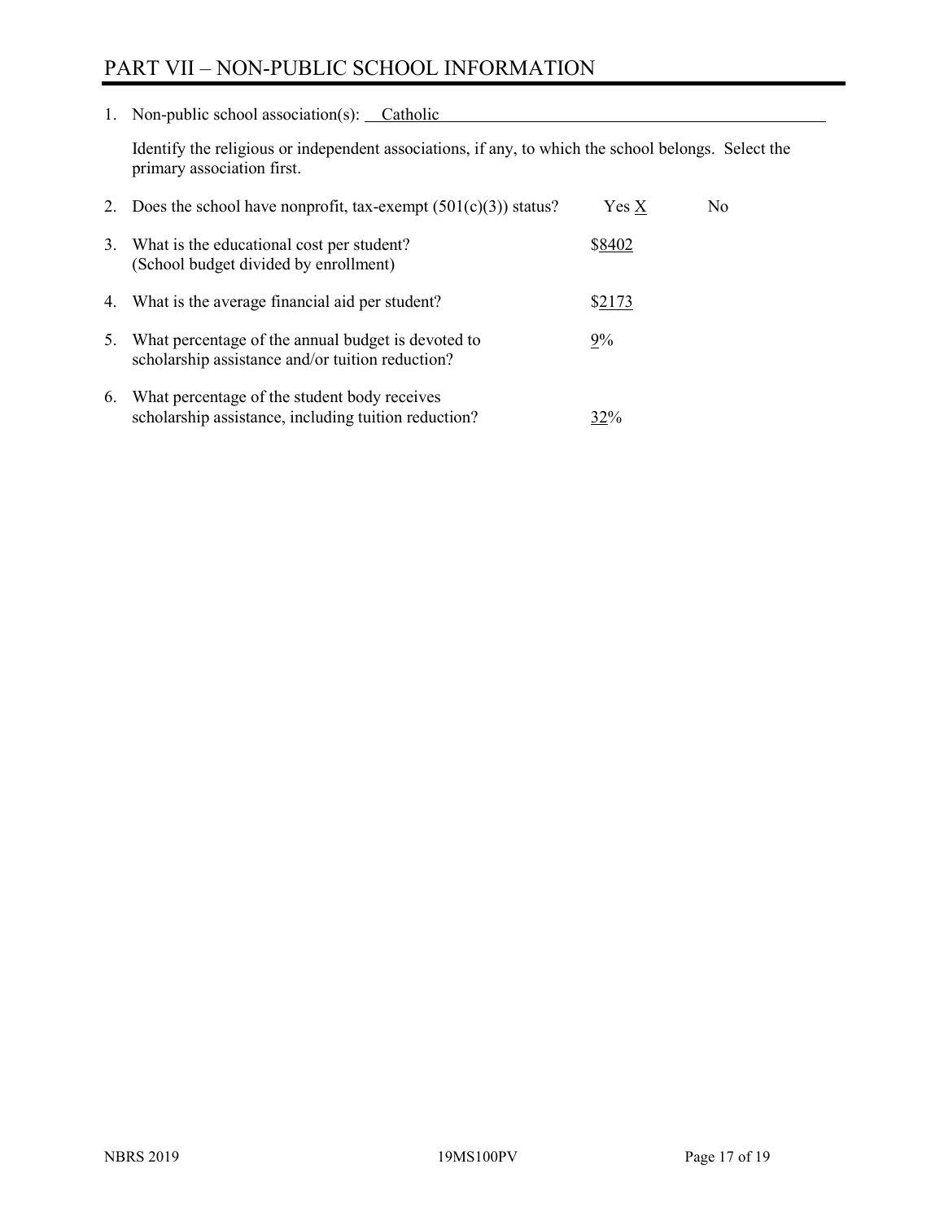# PART VII – NON-PUBLIC SCHOOL INFORMATION

1. Non-public school association(s): Catholic

   Identify the religious or independent associations, if any, to which the school belongs. Select the primary association first.

2. Does the school have nonprofit, tax-exempt (501(c)(3)) status? Yes X No

3. What is the educational cost per student? (School budget divided by enrollment) $8402

4. What is the average financial aid per student? $2173

5. What percentage of the annual budget is devoted to scholarship assistance and/or tuition reduction? 9%

6. What percentage of the student body receives scholarship assistance, including tuition reduction? 32%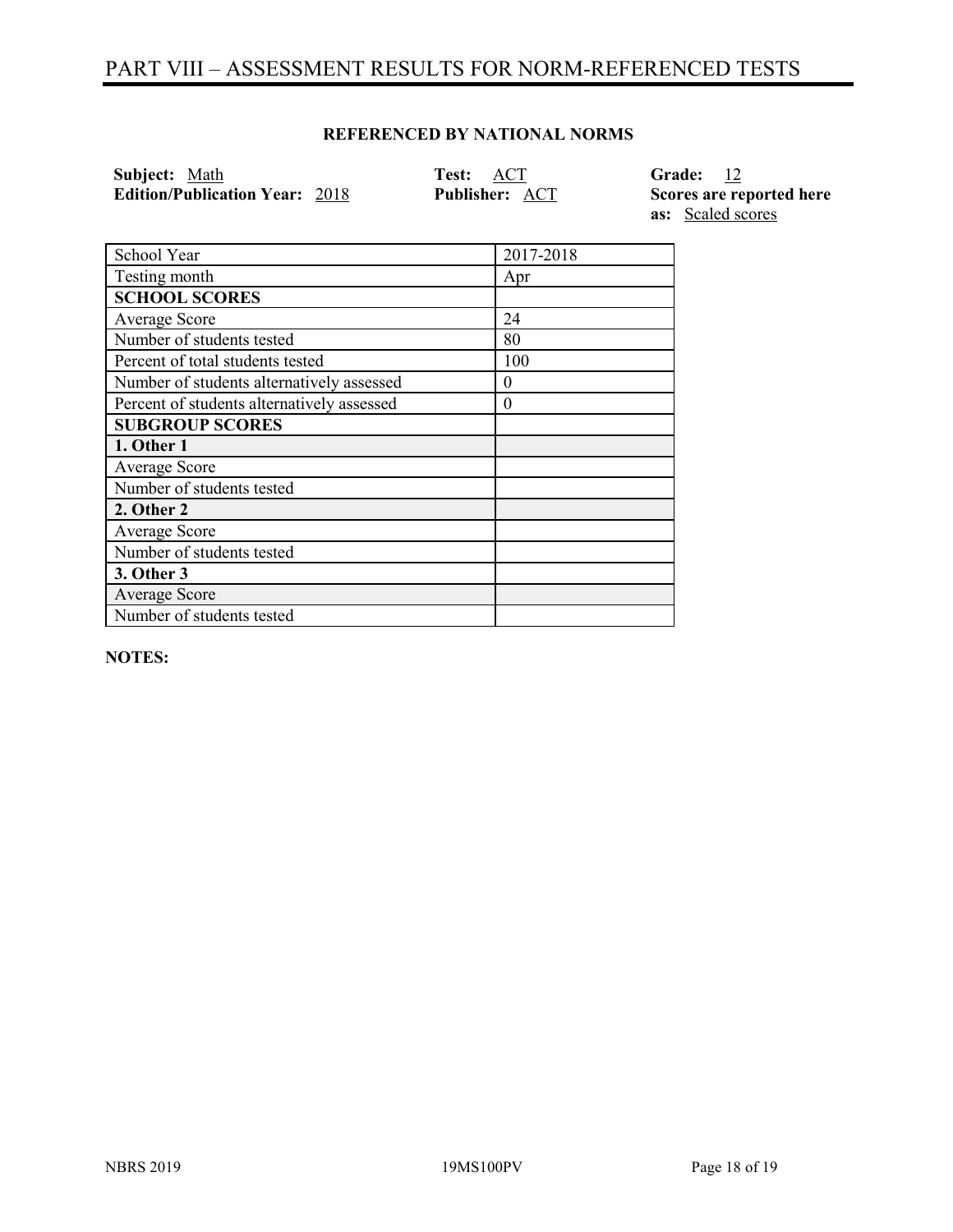# PART VIII – ASSESSMENT RESULTS FOR NORM-REFERENCED TESTS

**REFERENCED BY NATIONAL NORMS**

**Subject:** Math
**Edition/Publication Year:** 2018
**Test:** ACT
**Publisher:** ACT
**Grade:** 12
**Scores are reported here as:** Scaled scores

| School Year | 2017-2018 |
|---|---|
| Testing month | Apr |
| **SCHOOL SCORES** | |
| Average Score | 24 |
| Number of students tested | 80 |
| Percent of total students tested | 100 |
| Number of students alternatively assessed | 0 |
| Percent of students alternatively assessed | 0 |
| **SUBGROUP SCORES** | |
| **1. Other 1** | |
| Average Score | |
| Number of students tested | |
| **2. Other 2** | |
| Average Score | |
| Number of students tested | |
| **3. Other 3** | |
| Average Score | |
| Number of students tested | |

**NOTES:**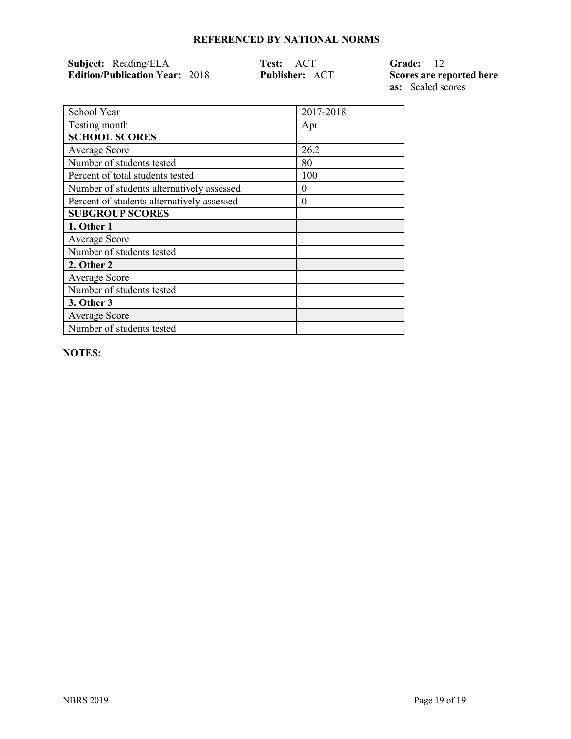**REFERENCED BY NATIONAL NORMS**

**Subject:** Reading/ELA
**Edition/Publication Year:** 2018
**Test:** ACT
**Publisher:** ACT
**Grade:** 12
**Scores are reported here as:** Scaled scores

| | |
|---|---|
| School Year | 2017-2018 |
| Testing month | Apr |
| **SCHOOL SCORES** | |
| Average Score | 26.2 |
| Number of students tested | 80 |
| Percent of total students tested | 100 |
| Number of students alternatively assessed | 0 |
| Percent of students alternatively assessed | 0 |
| **SUBGROUP SCORES** | |
| **1. Other 1** | |
| Average Score | |
| Number of students tested | |
| **2. Other 2** | |
| Average Score | |
| Number of students tested | |
| **3. Other 3** | |
| Average Score | |
| Number of students tested | |

**NOTES:**